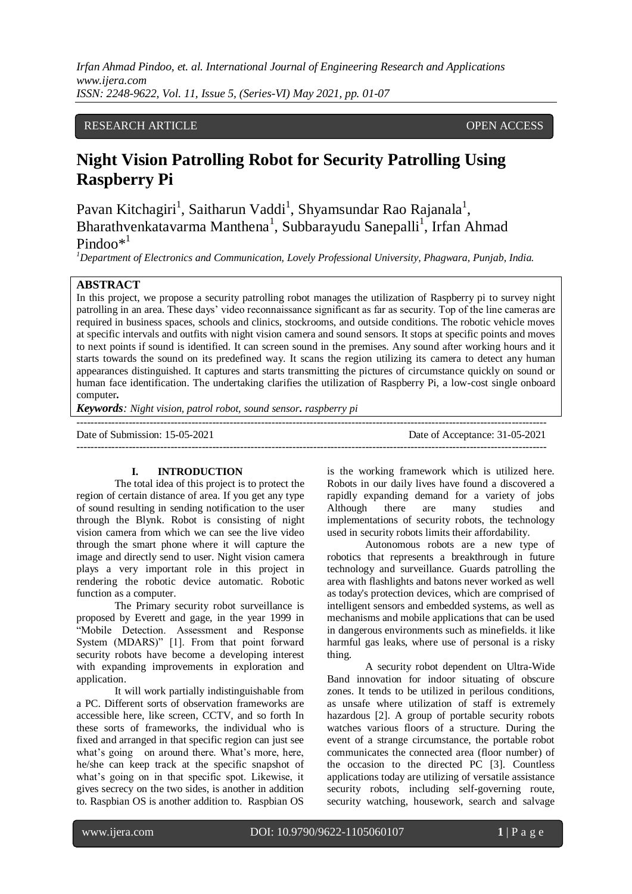RESEARCH ARTICLE OPEN ACCESS

# Night Vision Patrolling Robot for Security Patrolling Using Raspberry Pi

Pavan Kitchagiri[1], Saitharun Vaddi[1], Shyamsundar Rao Rajanala[1], Bharathvenkatavarma Manthena[1], Subbarayudu Sanepalli[1], Irfan Ahmad Pindoo*[1]

[1]*Department of Electronics and Communication, Lovely Professional University, Phagwara, Punjab, India.*

## ABSTRACT

In this project, we propose a security patrolling robot manages the utilization of Raspberry pi to survey night patrolling in an area. These days' video reconnaissance significant as far as security. Top of the line cameras are required in business spaces, schools and clinics, stockrooms, and outside conditions. The robotic vehicle moves at specific intervals and outfits with night vision camera and sound sensors. It stops at specific points and moves to next points if sound is identified. It can screen sound in the premises. Any sound after working hours and it starts towards the sound on its predefined way. It scans the region utilizing its camera to detect any human appearances distinguished. It captures and starts transmitting the pictures of circumstance quickly on sound or human face identification. The undertaking clarifies the utilization of Raspberry Pi, a low-cost single onboard computer**.**

***Keywords****: Night vision, patrol robot, sound sensor***.** *raspberry pi*

---

Date of Submission: 15-05-2021 Date of Acceptance: 31-05-2021

---

## I. INTRODUCTION

The total idea of this project is to protect the region of certain distance of area. If you get any type of sound resulting in sending notification to the user through the Blynk. Robot is consisting of night vision camera from which we can see the live video through the smart phone where it will capture the image and directly send to user. Night vision camera plays a very important role in this project in rendering the robotic device automatic. Robotic function as a computer.

The Primary security robot surveillance is proposed by Everett and gage, in the year 1999 in "Mobile Detection. Assessment and Response System (MDARS)" [1]. From that point forward security robots have become a developing interest with expanding improvements in exploration and application.

It will work partially indistinguishable from a PC. Different sorts of observation frameworks are accessible here, like screen, CCTV, and so forth In these sorts of frameworks, the individual who is fixed and arranged in that specific region can just see what's going on around there. What's more, here, he/she can keep track at the specific snapshot of what's going on in that specific spot. Likewise, it gives secrecy on the two sides, is another in addition to. Raspbian OS is another addition to. Raspbian OS is the working framework which is utilized here. Robots in our daily lives have found a discovered a rapidly expanding demand for a variety of jobs Although there are many studies and implementations of security robots, the technology used in security robots limits their affordability.

Autonomous robots are a new type of robotics that represents a breakthrough in future technology and surveillance. Guards patrolling the area with flashlights and batons never worked as well as today's protection devices, which are comprised of intelligent sensors and embedded systems, as well as mechanisms and mobile applications that can be used in dangerous environments such as minefields. it like harmful gas leaks, where use of personal is a risky thing.

A security robot dependent on Ultra-Wide Band innovation for indoor situating of obscure zones. It tends to be utilized in perilous conditions, as unsafe where utilization of staff is extremely hazardous [2]. A group of portable security robots watches various floors of a structure. During the event of a strange circumstance, the portable robot communicates the connected area (floor number) of the occasion to the directed PC [3]. Countless applications today are utilizing of versatile assistance security robots, including self-governing route, security watching, housework, search and salvage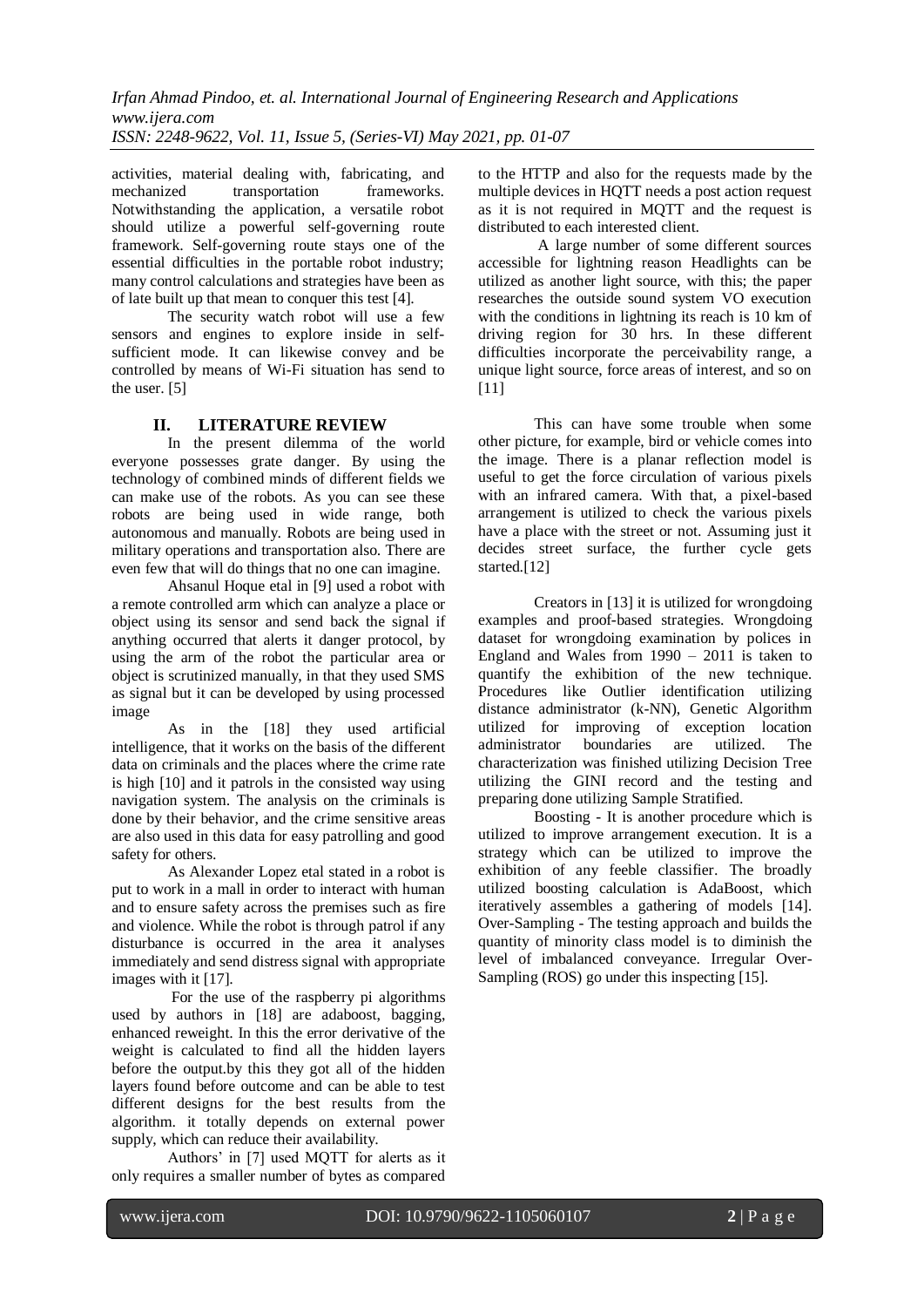activities, material dealing with, fabricating, and mechanized transportation frameworks. Notwithstanding the application, a versatile robot should utilize a powerful self-governing route framework. Self-governing route stays one of the essential difficulties in the portable robot industry; many control calculations and strategies have been as of late built up that mean to conquer this test [4].

The security watch robot will use a few sensors and engines to explore inside in self-sufficient mode. It can likewise convey and be controlled by means of Wi-Fi situation has send to the user. [5]

## II. LITERATURE REVIEW

In the present dilemma of the world everyone possesses grate danger. By using the technology of combined minds of different fields we can make use of the robots. As you can see these robots are being used in wide range, both autonomous and manually. Robots are being used in military operations and transportation also. There are even few that will do things that no one can imagine.

Ahsanul Hoque etal in [9] used a robot with a remote controlled arm which can analyze a place or object using its sensor and send back the signal if anything occurred that alerts it danger protocol, by using the arm of the robot the particular area or object is scrutinized manually, in that they used SMS as signal but it can be developed by using processed image

As in the [18] they used artificial intelligence, that it works on the basis of the different data on criminals and the places where the crime rate is high [10] and it patrols in the consisted way using navigation system. The analysis on the criminals is done by their behavior, and the crime sensitive areas are also used in this data for easy patrolling and good safety for others.

As Alexander Lopez etal stated in a robot is put to work in a mall in order to interact with human and to ensure safety across the premises such as fire and violence. While the robot is through patrol if any disturbance is occurred in the area it analyses immediately and send distress signal with appropriate images with it [17].

For the use of the raspberry pi algorithms used by authors in [18] are adaboost, bagging, enhanced reweight. In this the error derivative of the weight is calculated to find all the hidden layers before the output.by this they got all of the hidden layers found before outcome and can be able to test different designs for the best results from the algorithm. it totally depends on external power supply, which can reduce their availability.

Authors' in [7] used MQTT for alerts as it only requires a smaller number of bytes as compared to the HTTP and also for the requests made by the multiple devices in HQTT needs a post action request as it is not required in MQTT and the request is distributed to each interested client.

A large number of some different sources accessible for lightning reason Headlights can be utilized as another light source, with this; the paper researches the outside sound system VO execution with the conditions in lightning its reach is 10 km of driving region for 30 hrs. In these different difficulties incorporate the perceivability range, a unique light source, force areas of interest, and so on [11]

This can have some trouble when some other picture, for example, bird or vehicle comes into the image. There is a planar reflection model is useful to get the force circulation of various pixels with an infrared camera. With that, a pixel-based arrangement is utilized to check the various pixels have a place with the street or not. Assuming just it decides street surface, the further cycle gets started.[12]

Creators in [13] it is utilized for wrongdoing examples and proof-based strategies. Wrongdoing dataset for wrongdoing examination by polices in England and Wales from 1990 – 2011 is taken to quantify the exhibition of the new technique. Procedures like Outlier identification utilizing distance administrator (k-NN), Genetic Algorithm utilized for improving of exception location administrator boundaries are utilized. The characterization was finished utilizing Decision Tree utilizing the GINI record and the testing and preparing done utilizing Sample Stratified.

Boosting - It is another procedure which is utilized to improve arrangement execution. It is a strategy which can be utilized to improve the exhibition of any feeble classifier. The broadly utilized boosting calculation is AdaBoost, which iteratively assembles a gathering of models [14]. Over-Sampling - The testing approach and builds the quantity of minority class model is to diminish the level of imbalanced conveyance. Irregular Over-Sampling (ROS) go under this inspecting [15].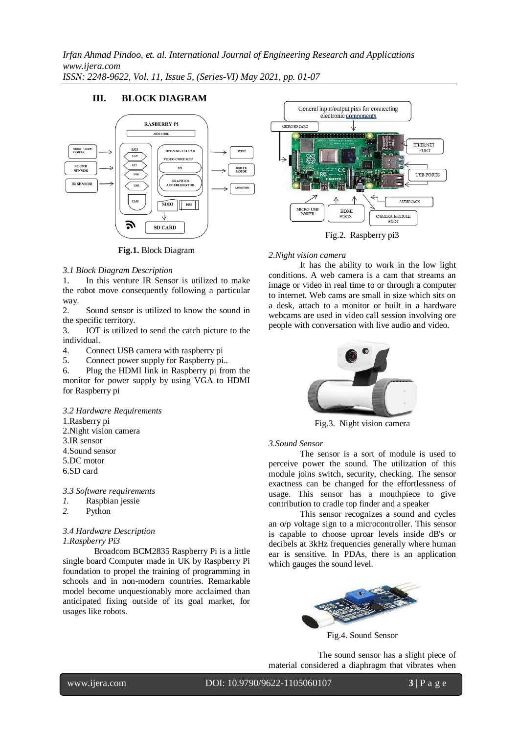## III. BLOCK DIAGRAM

**Fig.1.** Block Diagram

*3.1 Block Diagram Description*

1. In this venture IR Sensor is utilized to make the robot move consequently following a particular way.
2. Sound sensor is utilized to know the sound in the specific territory.
3. IOT is utilized to send the catch picture to the individual.
4. Connect USB camera with raspberry pi
5. Connect power supply for Raspberry pi..
6. Plug the HDMI link in Raspberry pi from the monitor for power supply by using VGA to HDMI for Raspberry pi

*3.2 Hardware Requirements*

1.Rasberry pi
2.Night vision camera
3.IR sensor
4.Sound sensor
5.DC motor
6.SD card

*3.3 Software requirements*

1. Raspbian jessie
2. Python

*3.4 Hardware Description*

*1.Raspberry Pi3*

Broadcom BCM2835 Raspberry Pi is a little single board Computer made in UK by Raspberry Pi foundation to propel the training of programming in schools and in non-modern countries. Remarkable model become unquestionably more acclaimed than anticipated fixing outside of its goal market, for usages like robots.

Fig.2. Raspberry pi3

*2.Night vision camera*

It has the ability to work in the low light conditions. A web camera is a cam that streams an image or video in real time to or through a computer to internet. Web cams are small in size which sits on a desk, attach to a monitor or built in a hardware webcams are used in video call session involving ore people with conversation with live audio and video.

Fig.3. Night vision camera

*3.Sound Sensor*

The sensor is a sort of module is used to perceive power the sound. The utilization of this module joins switch, security, checking. The sensor exactness can be changed for the effortlessness of usage. This sensor has a mouthpiece to give contribution to cradle top finder and a speaker

This sensor recognizes a sound and cycles an o/p voltage sign to a microcontroller. This sensor is capable to choose uproar levels inside dB's or decibels at 3kHz frequencies generally where human ear is sensitive. In PDAs, there is an application which gauges the sound level.

Fig.4. Sound Sensor

The sound sensor has a slight piece of material considered a diaphragm that vibrates when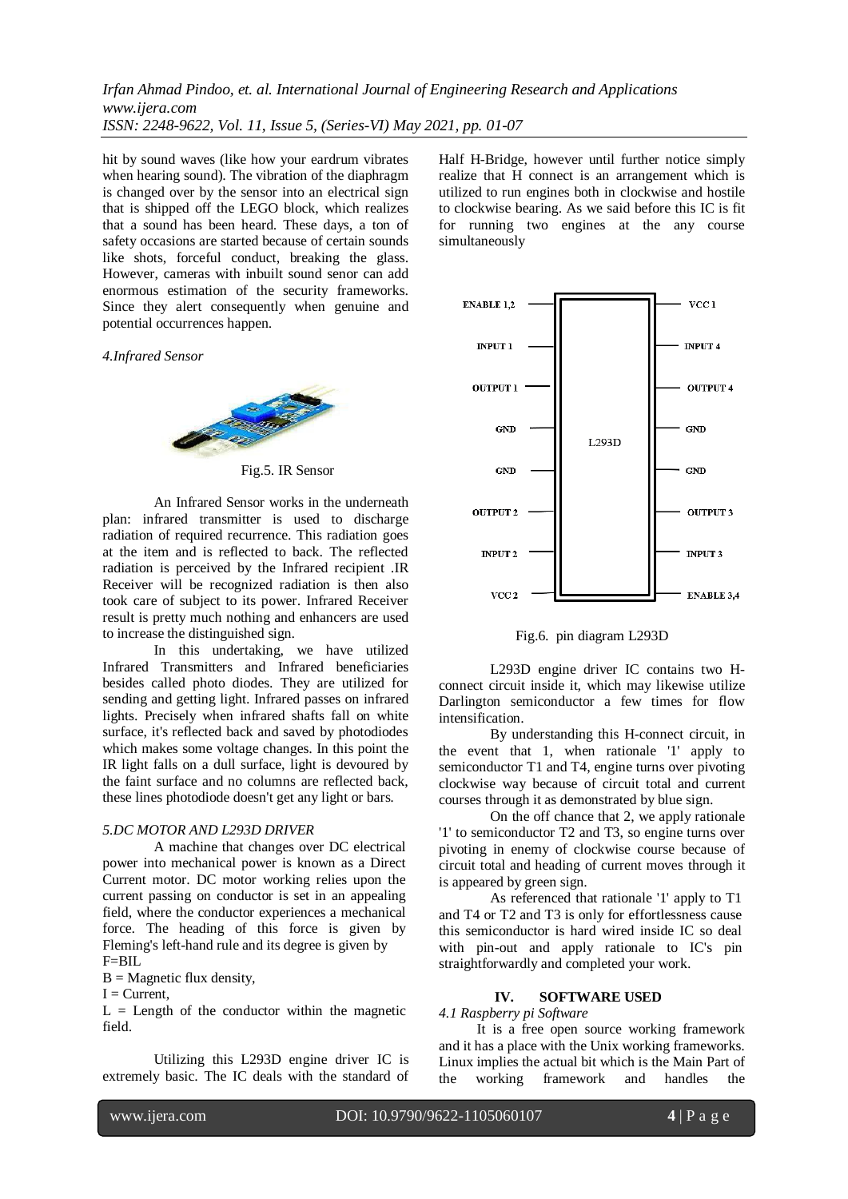hit by sound waves (like how your eardrum vibrates when hearing sound). The vibration of the diaphragm is changed over by the sensor into an electrical sign that is shipped off the LEGO block, which realizes that a sound has been heard. These days, a ton of safety occasions are started because of certain sounds like shots, forceful conduct, breaking the glass. However, cameras with inbuilt sound senor can add enormous estimation of the security frameworks. Since they alert consequently when genuine and potential occurrences happen.

*4.Infrared Sensor*

Fig.5. IR Sensor

An Infrared Sensor works in the underneath plan: infrared transmitter is used to discharge radiation of required recurrence. This radiation goes at the item and is reflected to back. The reflected radiation is perceived by the Infrared recipient .IR Receiver will be recognized radiation is then also took care of subject to its power. Infrared Receiver result is pretty much nothing and enhancers are used to increase the distinguished sign.

In this undertaking, we have utilized Infrared Transmitters and Infrared beneficiaries besides called photo diodes. They are utilized for sending and getting light. Infrared passes on infrared lights. Precisely when infrared shafts fall on white surface, it's reflected back and saved by photodiodes which makes some voltage changes. In this point the IR light falls on a dull surface, light is devoured by the faint surface and no columns are reflected back, these lines photodiode doesn't get any light or bars.

*5.DC MOTOR AND L293D DRIVER*

A machine that changes over DC electrical power into mechanical power is known as a Direct Current motor. DC motor working relies upon the current passing on conductor is set in an appealing field, where the conductor experiences a mechanical force. The heading of this force is given by Fleming's left-hand rule and its degree is given by

$F=BIL$

$B$ = Magnetic flux density,

$I$ = Current,

$L$ = Length of the conductor within the magnetic field.

Utilizing this L293D engine driver IC is extremely basic. The IC deals with the standard of Half H-Bridge, however until further notice simply realize that H connect is an arrangement which is utilized to run engines both in clockwise and hostile to clockwise bearing. As we said before this IC is fit for running two engines at the any course simultaneously

| ENABLE 1,2 | L293D | VCC 1 |
|---|---|---|
| INPUT 1 | | INPUT 4 |
| OUTPUT 1 | | OUTPUT 4 |
| GND | | GND |
| GND | | GND |
| OUTPUT 2 | | OUTPUT 3 |
| INPUT 2 | | INPUT 3 |
| VCC 2 | | ENABLE 3,4 |

Fig.6. pin diagram L293D

L293D engine driver IC contains two H-connect circuit inside it, which may likewise utilize Darlington semiconductor a few times for flow intensification.

By understanding this H-connect circuit, in the event that 1, when rationale '1' apply to semiconductor T1 and T4, engine turns over pivoting clockwise way because of circuit total and current courses through it as demonstrated by blue sign.

On the off chance that 2, we apply rationale '1' to semiconductor T2 and T3, so engine turns over pivoting in enemy of clockwise course because of circuit total and heading of current moves through it is appeared by green sign.

As referenced that rationale '1' apply to T1 and T4 or T2 and T3 is only for effortlessness cause this semiconductor is hard wired inside IC so deal with pin-out and apply rationale to IC's pin straightforwardly and completed your work.

## IV. SOFTWARE USED

*4.1 Raspberry pi Software*

It is a free open source working framework and it has a place with the Unix working frameworks. Linux implies the actual bit which is the Main Part of the working framework and handles the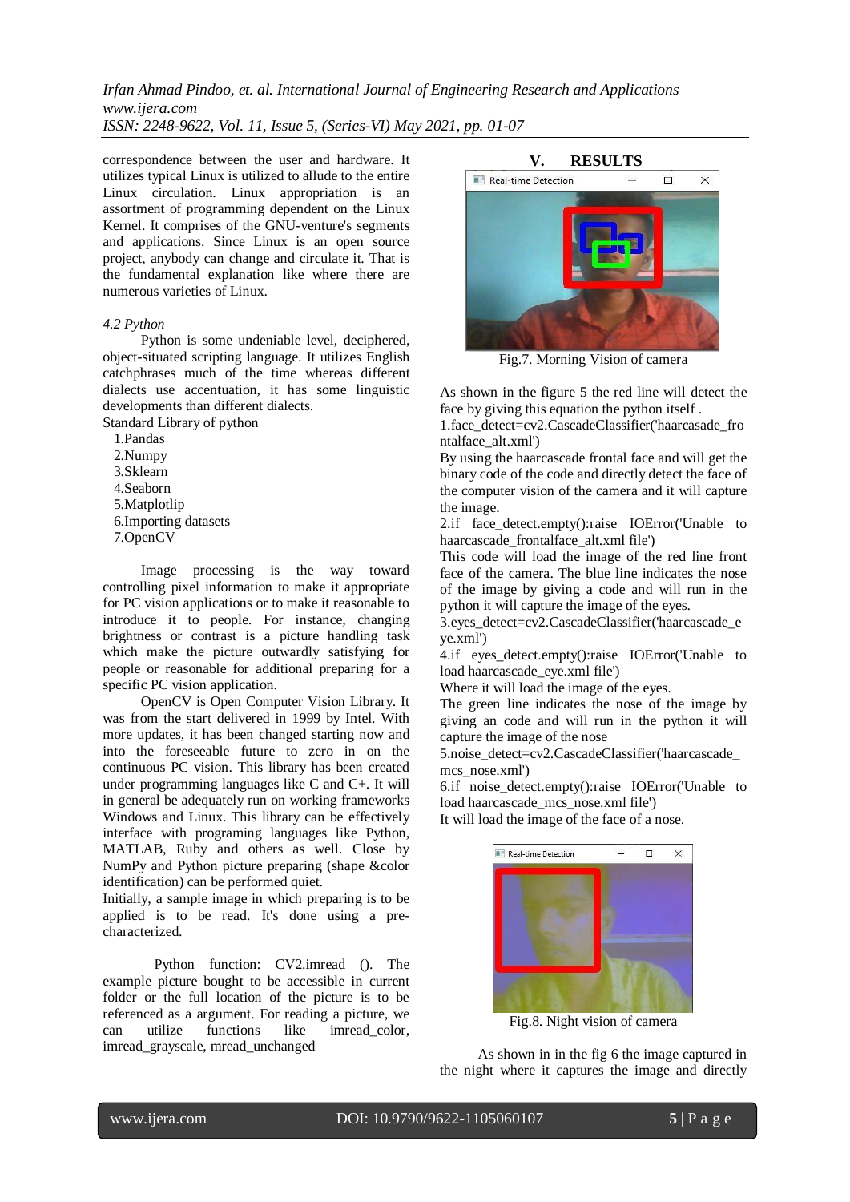correspondence between the user and hardware. It utilizes typical Linux is utilized to allude to the entire Linux circulation. Linux appropriation is an assortment of programming dependent on the Linux Kernel. It comprises of the GNU-venture's segments and applications. Since Linux is an open source project, anybody can change and circulate it. That is the fundamental explanation like where there are numerous varieties of Linux.

*4.2 Python*

Python is some undeniable level, deciphered, object-situated scripting language. It utilizes English catchphrases much of the time whereas different dialects use accentuation, it has some linguistic developments than different dialects.

Standard Library of python

1. Pandas
2. Numpy
3. Sklearn
4. Seaborn
5. Matplotlip
6. Importing datasets
7. OpenCV

Image processing is the way toward controlling pixel information to make it appropriate for PC vision applications or to make it reasonable to introduce it to people. For instance, changing brightness or contrast is a picture handling task which make the picture outwardly satisfying for people or reasonable for additional preparing for a specific PC vision application.

OpenCV is Open Computer Vision Library. It was from the start delivered in 1999 by Intel. With more updates, it has been changed starting now and into the foreseeable future to zero in on the continuous PC vision. This library has been created under programming languages like C and C+. It will in general be adequately run on working frameworks Windows and Linux. This library can be effectively interface with programing languages like Python, MATLAB, Ruby and others as well. Close by NumPy and Python picture preparing (shape &color identification) can be performed quiet.

Initially, a sample image in which preparing is to be applied is to be read. It's done using a pre-characterized.

Python function: CV2.imread (). The example picture bought to be accessible in current folder or the full location of the picture is to be referenced as a argument. For reading a picture, we can utilize functions like imread_color, imread_grayscale, mread_unchanged

## V. RESULTS

Fig.7. Morning Vision of camera

As shown in the figure 5 the red line will detect the face by giving this equation the python itself .

1.face_detect=cv2.CascadeClassifier('haarcasade_frontalface_alt.xml')

By using the haarcascade frontal face and will get the binary code of the code and directly detect the face of the computer vision of the camera and it will capture the image.

2.if face_detect.empty():raise IOError('Unable to haarcascade_frontalface_alt.xml file')

This code will load the image of the red line front face of the camera. The blue line indicates the nose of the image by giving a code and will run in the python it will capture the image of the eyes.

3.eyes_detect=cv2.CascadeClassifier('haarcascade_eye.xml')

4.if eyes_detect.empty():raise IOError('Unable to load haarcascade_eye.xml file')

Where it will load the image of the eyes.

The green line indicates the nose of the image by giving an code and will run in the python it will capture the image of the nose

5.noise_detect=cv2.CascadeClassifier('haarcascade_mcs_nose.xml')

6.if noise_detect.empty():raise IOError('Unable to load haarcascade_mcs_nose.xml file')

It will load the image of the face of a nose.

Fig.8. Night vision of camera

As shown in in the fig 6 the image captured in the night where it captures the image and directly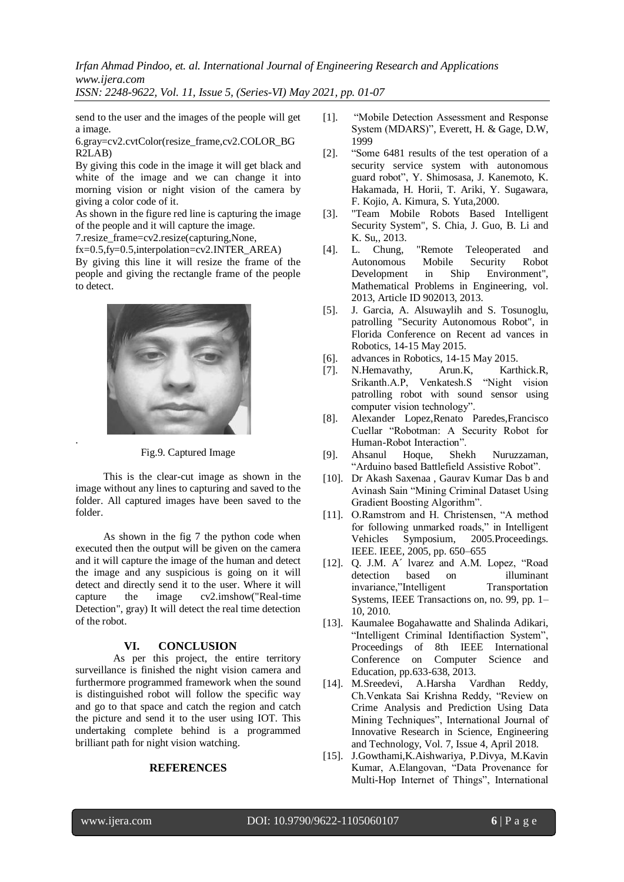send to the user and the images of the people will get a image.

6.gray=cv2.cvtColor(resize_frame,cv2.COLOR_BGR2LAB)

By giving this code in the image it will get black and white of the image and we can change it into morning vision or night vision of the camera by giving a color code of it.

As shown in the figure red line is capturing the image of the people and it will capture the image.

7.resize_frame=cv2.resize(capturing,None, fx=0.5,fy=0.5,interpolation=cv2.INTER_AREA)

By giving this line it will resize the frame of the people and giving the rectangle frame of the people to detect.

.

Fig.9. Captured Image

This is the clear-cut image as shown in the image without any lines to capturing and saved to the folder. All captured images have been saved to the folder.

As shown in the fig 7 the python code when executed then the output will be given on the camera and it will capture the image of the human and detect the image and any suspicious is going on it will detect and directly send it to the user. Where it will capture the image cv2.imshow("Real-time Detection", gray) It will detect the real time detection of the robot.

## VI. CONCLUSION

As per this project, the entire territory surveillance is finished the night vision camera and furthermore programmed framework when the sound is distinguished robot will follow the specific way and go to that space and catch the region and catch the picture and send it to the user using IOT. This undertaking complete behind is a programmed brilliant path for night vision watching.

## REFERENCES

[1]. "Mobile Detection Assessment and Response System (MDARS)", Everett, H. & Gage, D.W, 1999

[2]. "Some 6481 results of the test operation of a security service system with autonomous guard robot", Y. Shimosasa, J. Kanemoto, K. Hakamada, H. Horii, T. Ariki, Y. Sugawara, F. Kojio, A. Kimura, S. Yuta,2000.

[3]. "Team Mobile Robots Based Intelligent Security System", S. Chia, J. Guo, B. Li and K. Su,, 2013.

[4]. L. Chung, "Remote Teleoperated and Autonomous Mobile Security Robot Development in Ship Environment", Mathematical Problems in Engineering, vol. 2013, Article ID 902013, 2013.

[5]. J. Garcia, A. Alsuwaylih and S. Tosunoglu, patrolling "Security Autonomous Robot", in Florida Conference on Recent ad vances in Robotics, 14-15 May 2015.

[6]. advances in Robotics, 14-15 May 2015.

[7]. N.Hemavathy, Arun.K, Karthick.R, Srikanth.A.P, Venkatesh.S "Night vision patrolling robot with sound sensor using computer vision technology".

[8]. Alexander Lopez,Renato Paredes,Francisco Cuellar "Robotman: A Security Robot for Human-Robot Interaction".

[9]. Ahsanul Hoque, Shekh Nuruzzaman, "Arduino based Battlefield Assistive Robot".

[10]. Dr Akash Saxenaa , Gaurav Kumar Das b and Avinash Sain "Mining Criminal Dataset Using Gradient Boosting Algorithm".

[11]. O.Ramstrom and H. Christensen, "A method for following unmarked roads," in Intelligent Vehicles Symposium, 2005.Proceedings. IEEE. IEEE, 2005, pp. 650–655

[12]. Q. J.M. A´ lvarez and A.M. Lopez, "Road detection based on illuminant invariance,"Intelligent Transportation Systems, IEEE Transactions on, no. 99, pp. 1–10, 2010.

[13]. Kaumalee Bogahawatte and Shalinda Adikari, "Intelligent Criminal Identifiaction System", Proceedings of 8th IEEE International Conference on Computer Science and Education, pp.633-638, 2013.

[14]. M.Sreedevi, A.Harsha Vardhan Reddy, Ch.Venkata Sai Krishna Reddy, "Review on Crime Analysis and Prediction Using Data Mining Techniques", International Journal of Innovative Research in Science, Engineering and Technology, Vol. 7, Issue 4, April 2018.

[15]. J.Gowthami,K.Aishwariya, P.Divya, M.Kavin Kumar, A.Elangovan, "Data Provenance for Multi-Hop Internet of Things", International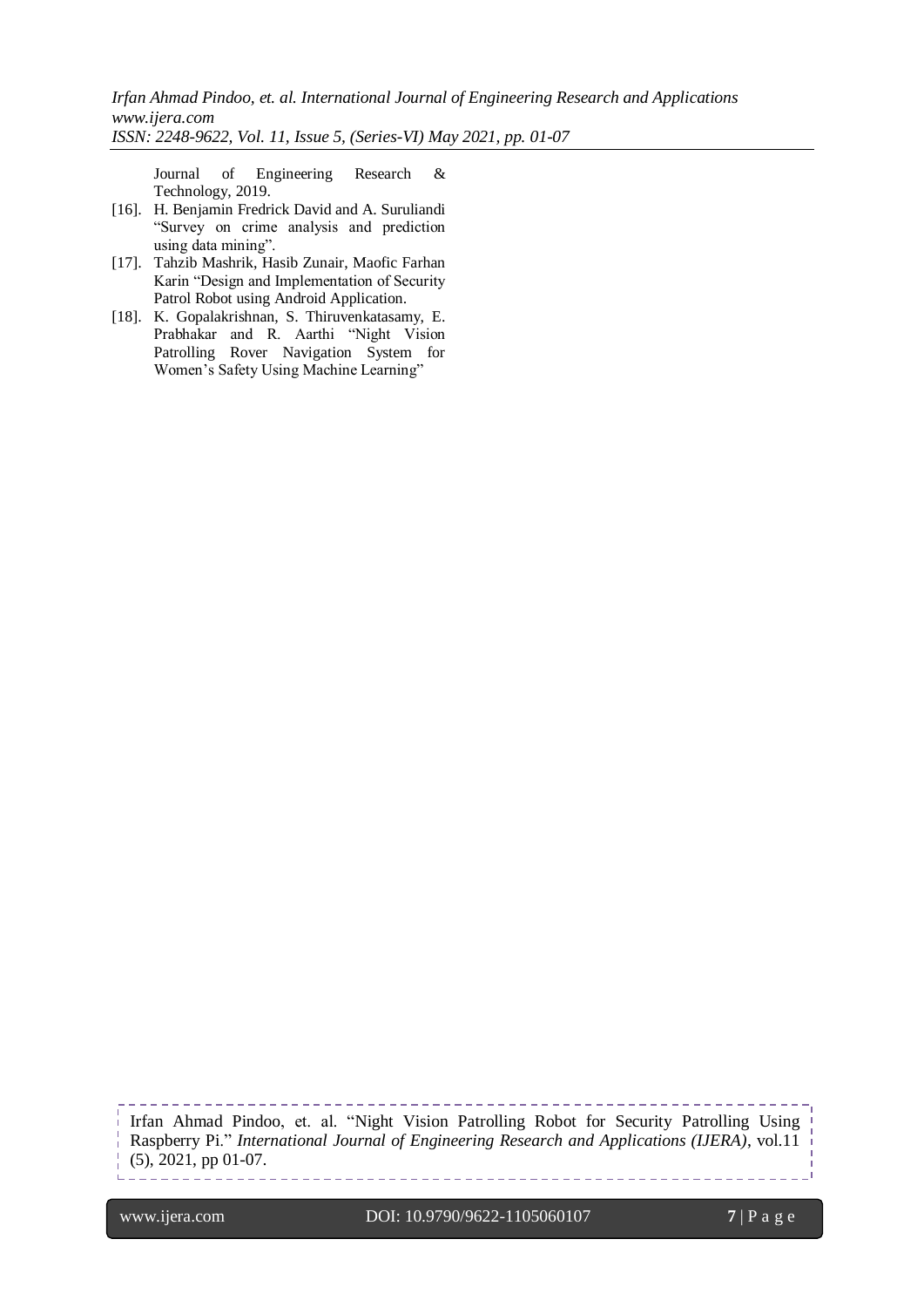Journal of Engineering Research & Technology, 2019.

[16]. H. Benjamin Fredrick David and A. Suruliandi "Survey on crime analysis and prediction using data mining".

[17]. Tahzib Mashrik, Hasib Zunair, Maofic Farhan Karin "Design and Implementation of Security Patrol Robot using Android Application.

[18]. K. Gopalakrishnan, S. Thiruvenkatasamy, E. Prabhakar and R. Aarthi "Night Vision Patrolling Rover Navigation System for Women's Safety Using Machine Learning"

Irfan Ahmad Pindoo, et. al. "Night Vision Patrolling Robot for Security Patrolling Using Raspberry Pi." *International Journal of Engineering Research and Applications (IJERA)*, vol.11 (5), 2021, pp 01-07.